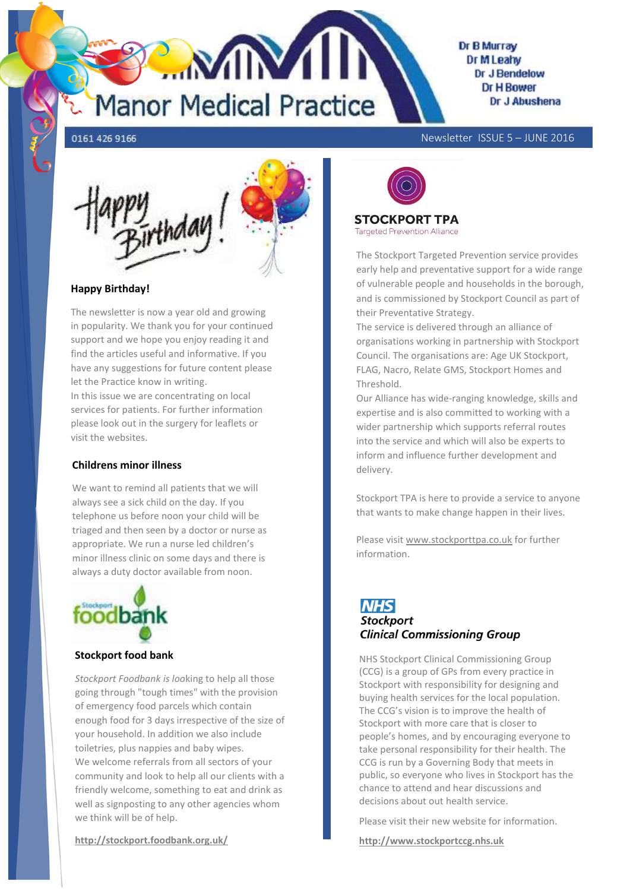# Manor Medical Practice

Dr B Murray
Dr M Leahy
Dr J Bendelow
Dr H Bower
Dr J Abushena

0161 426 9166

Newsletter ISSUE 5 – JUNE 2016

Happy Birthday!

### Happy Birthday!

The newsletter is now a year old and growing in popularity. We thank you for your continued support and we hope you enjoy reading it and find the articles useful and informative. If you have any suggestions for future content please let the Practice know in writing.

In this issue we are concentrating on local services for patients. For further information please look out in the surgery for leaflets or visit the websites.

### Childrens minor illness

We want to remind all patients that we will always see a sick child on the day. If you telephone us before noon your child will be triaged and then seen by a doctor or nurse as appropriate. We run a nurse led children's minor illness clinic on some days and there is always a duty doctor available from noon.

Stockport foodbank

### Stockport food bank

*Stockport Foodbank is loo*king to help all those going through "tough times" with the provision of emergency food parcels which contain enough food for 3 days irrespective of the size of your household. In addition we also include toiletries, plus nappies and baby wipes.

We welcome referrals from all sectors of your community and look to help all our clients with a friendly welcome, something to eat and drink as well as signposting to any other agencies whom we think will be of help.

**http://stockport.foodbank.org.uk/**

### STOCKPORT TPA
Targeted Prevention Alliance

The Stockport Targeted Prevention service provides early help and preventative support for a wide range of vulnerable people and households in the borough, and is commissioned by Stockport Council as part of their Preventative Strategy.

The service is delivered through an alliance of organisations working in partnership with Stockport Council. The organisations are: Age UK Stockport, FLAG, Nacro, Relate GMS, Stockport Homes and Threshold.

Our Alliance has wide-ranging knowledge, skills and expertise and is also committed to working with a wider partnership which supports referral routes into the service and which will also be experts to inform and influence further development and delivery.

Stockport TPA is here to provide a service to anyone that wants to make change happen in their lives.

Please visit www.stockporttpa.co.uk for further information.

### *NHS Stockport Clinical Commissioning Group*

NHS Stockport Clinical Commissioning Group (CCG) is a group of GPs from every practice in Stockport with responsibility for designing and buying health services for the local population. The CCG's vision is to improve the health of Stockport with more care that is closer to people's homes, and by encouraging everyone to take personal responsibility for their health. The CCG is run by a Governing Body that meets in public, so everyone who lives in Stockport has the chance to attend and hear discussions and decisions about out health service.

Please visit their new website for information.

**http://www.stockportccg.nhs.uk**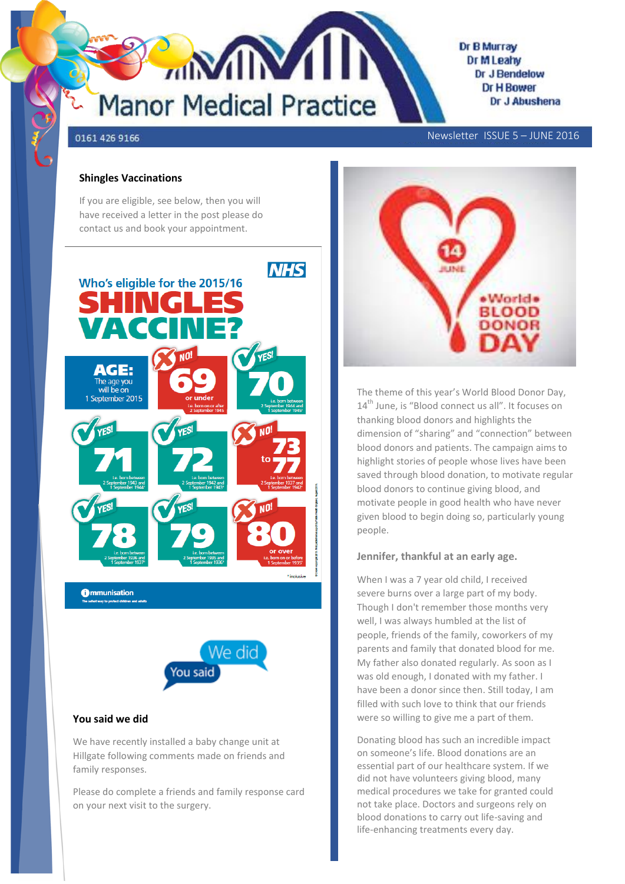Manor Medical Practice

Dr B Murray
Dr M Leahy
Dr J Bendelow
Dr H Bower
Dr J Abushena

0161 426 9166

Newsletter ISSUE 5 – JUNE 2016

## Shingles Vaccinations

If you are eligible, see below, then you will have received a letter in the post please do contact us and book your appointment.

NHS

Who's eligible for the 2015/16
SHINGLES VACCINE?

AGE: The age you will be on 1 September 2015

NO! 69 or under i.e. born on or after 2 September 1945

YES! 70 i.e. born between 2 September 1944 and 1 September 1945

YES! 71 i.e. born between 2 September 1943 and 1 September 1944

YES! 72 i.e. born between 2 September 1942 and 1 September 1943

NO! 73 to 77 i.e. born between 2 September 1937 and 1 September 1942

YES! 78 i.e. born between 2 September 1936 and 1 September 1937

YES! 79 i.e. born between 2 September 1935 and 1 September 1936

NO! 80 or over i.e. born on or before 1 September 1935

Immunisation

You said We did

## You said we did

We have recently installed a baby change unit at Hillgate following comments made on friends and family responses.

Please do complete a friends and family response card on your next visit to the surgery.

14 JUNE
•World• BLOOD DONOR DAY

The theme of this year's World Blood Donor Day, 14th June, is "Blood connect us all". It focuses on thanking blood donors and highlights the dimension of "sharing" and "connection" between blood donors and patients. The campaign aims to highlight stories of people whose lives have been saved through blood donation, to motivate regular blood donors to continue giving blood, and motivate people in good health who have never given blood to begin doing so, particularly young people.

### Jennifer, thankful at an early age.

When I was a 7 year old child, I received severe burns over a large part of my body. Though I don't remember those months very well, I was always humbled at the list of people, friends of the family, coworkers of my parents and family that donated blood for me. My father also donated regularly. As soon as I was old enough, I donated with my father. I have been a donor since then. Still today, I am filled with such love to think that our friends were so willing to give me a part of them.

Donating blood has such an incredible impact on someone's life. Blood donations are an essential part of our healthcare system. If we did not have volunteers giving blood, many medical procedures we take for granted could not take place. Doctors and surgeons rely on blood donations to carry out life-saving and life-enhancing treatments every day.